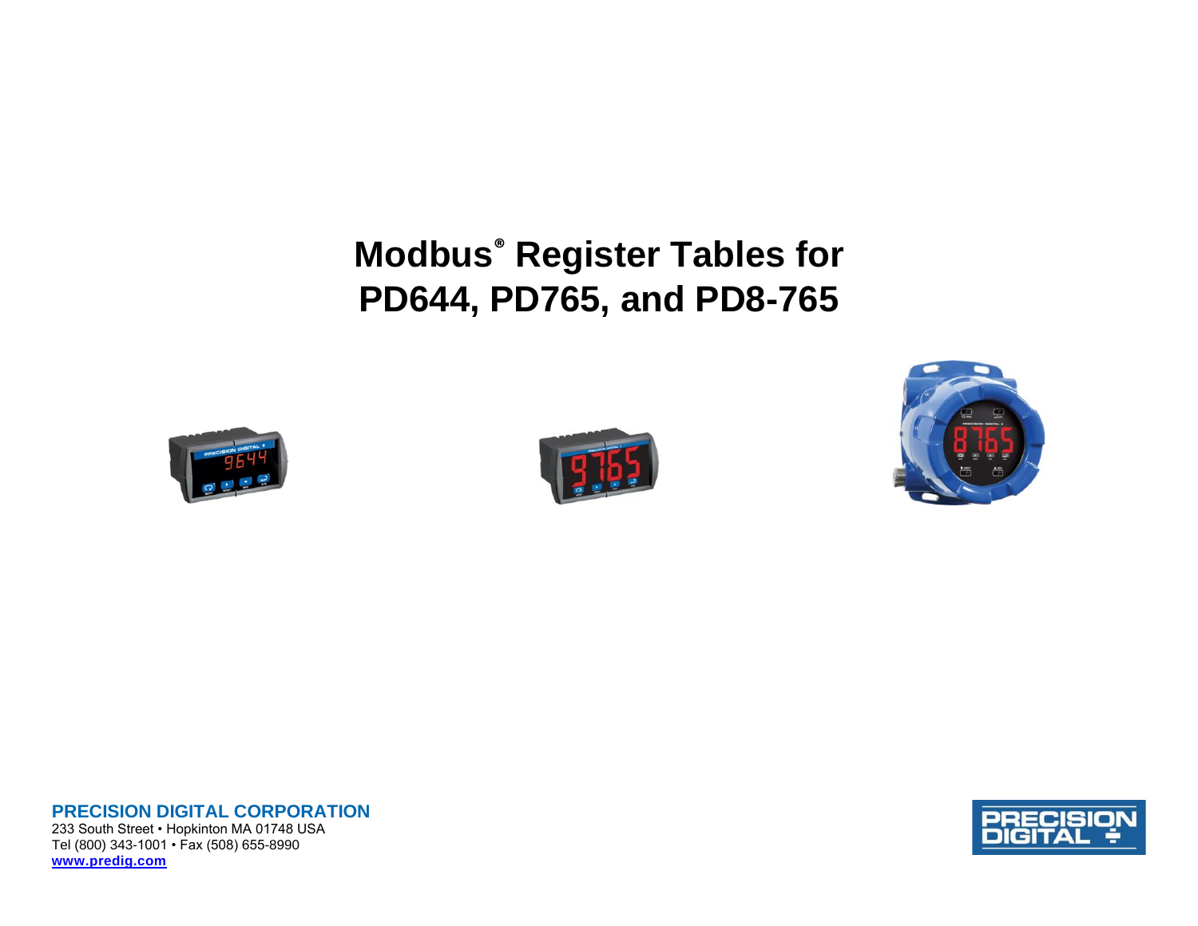# Modbus® Register Tables for PD644, PD765, and PD8-765

**PRECISION DIGITAL CORPORATION**
233 South Street • Hopkinton MA 01748 USA
Tel (800) 343-1001 • Fax (508) 655-8990
**www.predig.com**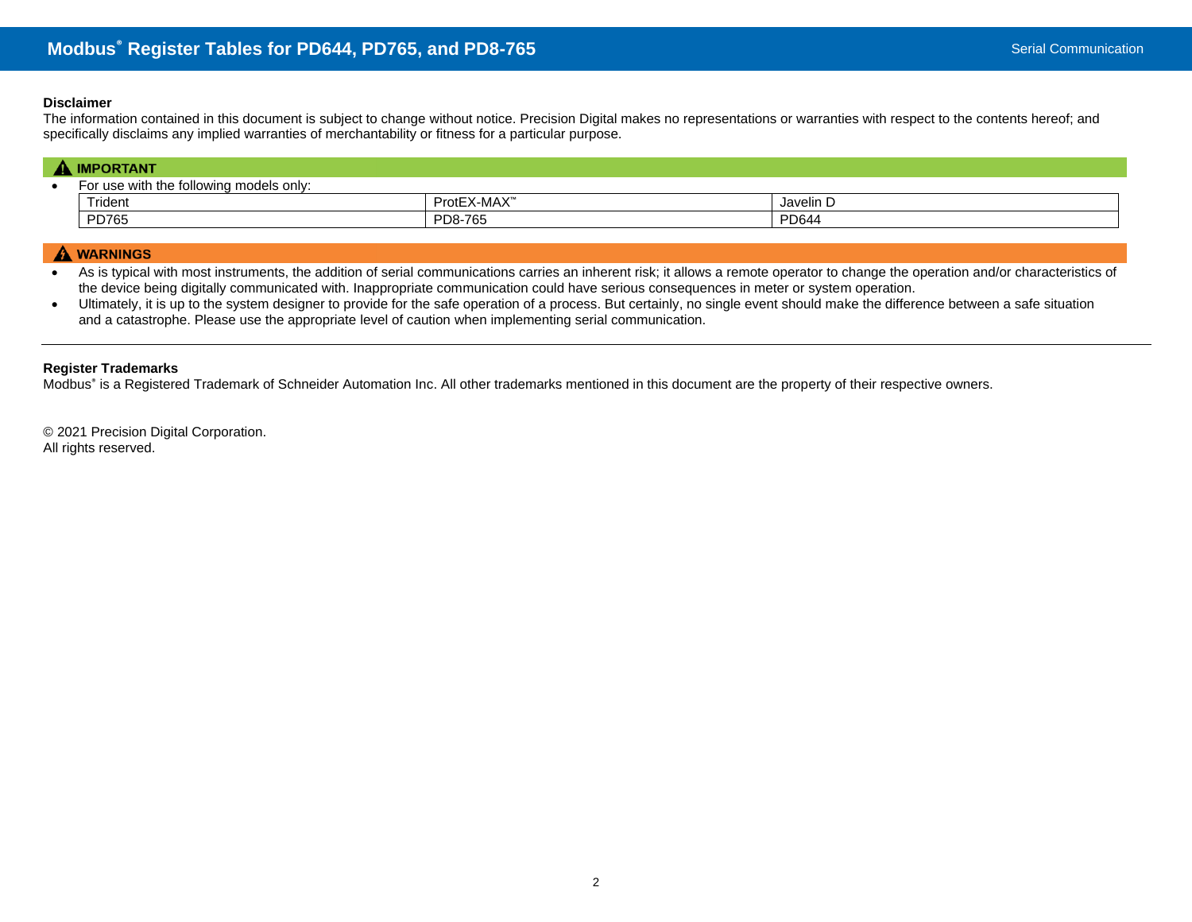**Disclaimer**
The information contained in this document is subject to change without notice. Precision Digital makes no representations or warranties with respect to the contents hereof; and specifically disclaims any implied warranties of merchantability or fitness for a particular purpose.

**IMPORTANT**

- For use with the following models only:

| Trident | ProtEX-MAX™ | Javelin D |
|---|---|---|
| PD765 | PD8-765 | PD644 |

**WARNINGS**

- As is typical with most instruments, the addition of serial communications carries an inherent risk; it allows a remote operator to change the operation and/or characteristics of the device being digitally communicated with. Inappropriate communication could have serious consequences in meter or system operation.
- Ultimately, it is up to the system designer to provide for the safe operation of a process. But certainly, no single event should make the difference between a safe situation and a catastrophe. Please use the appropriate level of caution when implementing serial communication.

---

**Register Trademarks**
Modbus® is a Registered Trademark of Schneider Automation Inc. All other trademarks mentioned in this document are the property of their respective owners.

© 2021 Precision Digital Corporation.
All rights reserved.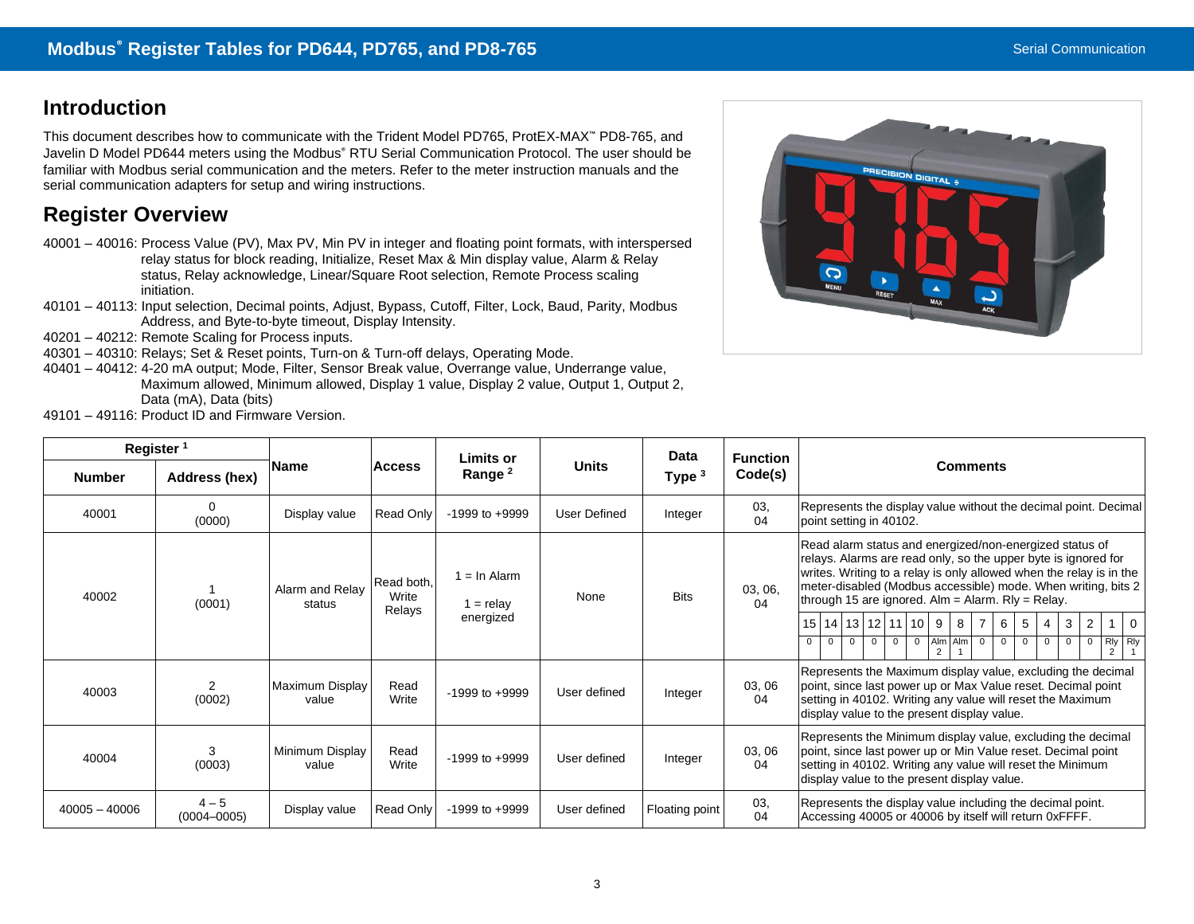## Introduction

This document describes how to communicate with the Trident Model PD765, ProtEX-MAX™ PD8-765, and Javelin D Model PD644 meters using the Modbus® RTU Serial Communication Protocol. The user should be familiar with Modbus serial communication and the meters. Refer to the meter instruction manuals and the serial communication adapters for setup and wiring instructions.

## Register Overview

40001 – 40016: Process Value (PV), Max PV, Min PV in integer and floating point formats, with interspersed relay status for block reading, Initialize, Reset Max & Min display value, Alarm & Relay status, Relay acknowledge, Linear/Square Root selection, Remote Process scaling initiation.
40101 – 40113: Input selection, Decimal points, Adjust, Bypass, Cutoff, Filter, Lock, Baud, Parity, Modbus Address, and Byte-to-byte timeout, Display Intensity.
40201 – 40212: Remote Scaling for Process inputs.
40301 – 40310: Relays; Set & Reset points, Turn-on & Turn-off delays, Operating Mode.
40401 – 40412: 4-20 mA output; Mode, Filter, Sensor Break value, Overrange value, Underrange value, Maximum allowed, Minimum allowed, Display 1 value, Display 2 value, Output 1, Output 2, Data (mA), Data (bits)
49101 – 49116: Product ID and Firmware Version.

| Register [1] | | Name | Access | Limits or Range [2] | Units | Data Type [3] | Function Code(s) | Comments |
|---|---|---|---|---|---|---|---|---|
| Number | Address (hex) | | | | | | | |
| 40001 | 0 (0000) | Display value | Read Only | -1999 to +9999 | User Defined | Integer | 03, 04 | Represents the display value without the decimal point. Decimal point setting in 40102. |
| 40002 | 1 (0001) | Alarm and Relay status | Read both, Write Relays | 1 = In Alarm<br>1 = relay energized | None | Bits | 03, 06, 04 | Read alarm status and energized/non-energized status of relays. Alarms are read only, so the upper byte is ignored for writes. Writing to a relay is only allowed when the relay is in the meter-disabled (Modbus accessible) mode. When writing, bits 2 through 15 are ignored. Alm = Alarm. Rly = Relay.<br>Bits 15–0: 15=0, 14=0, 13=0, 12=0, 11=0, 10=0, 9=Alm 2, 8=Alm 1, 7=0, 6=0, 5=0, 4=0, 3=0, 2=0, 1=Rly 2, 0=Rly 1 |
| 40003 | 2 (0002) | Maximum Display value | Read Write | -1999 to +9999 | User defined | Integer | 03, 06 04 | Represents the Maximum display value, excluding the decimal point, since last power up or Max Value reset. Decimal point setting in 40102. Writing any value will reset the Maximum display value to the present display value. |
| 40004 | 3 (0003) | Minimum Display value | Read Write | -1999 to +9999 | User defined | Integer | 03, 06 04 | Represents the Minimum display value, excluding the decimal point, since last power up or Min Value reset. Decimal point setting in 40102. Writing any value will reset the Minimum display value to the present display value. |
| 40005 – 40006 | 4 – 5 (0004–0005) | Display value | Read Only | -1999 to +9999 | User defined | Floating point | 03, 04 | Represents the display value including the decimal point. Accessing 40005 or 40006 by itself will return 0xFFFF. |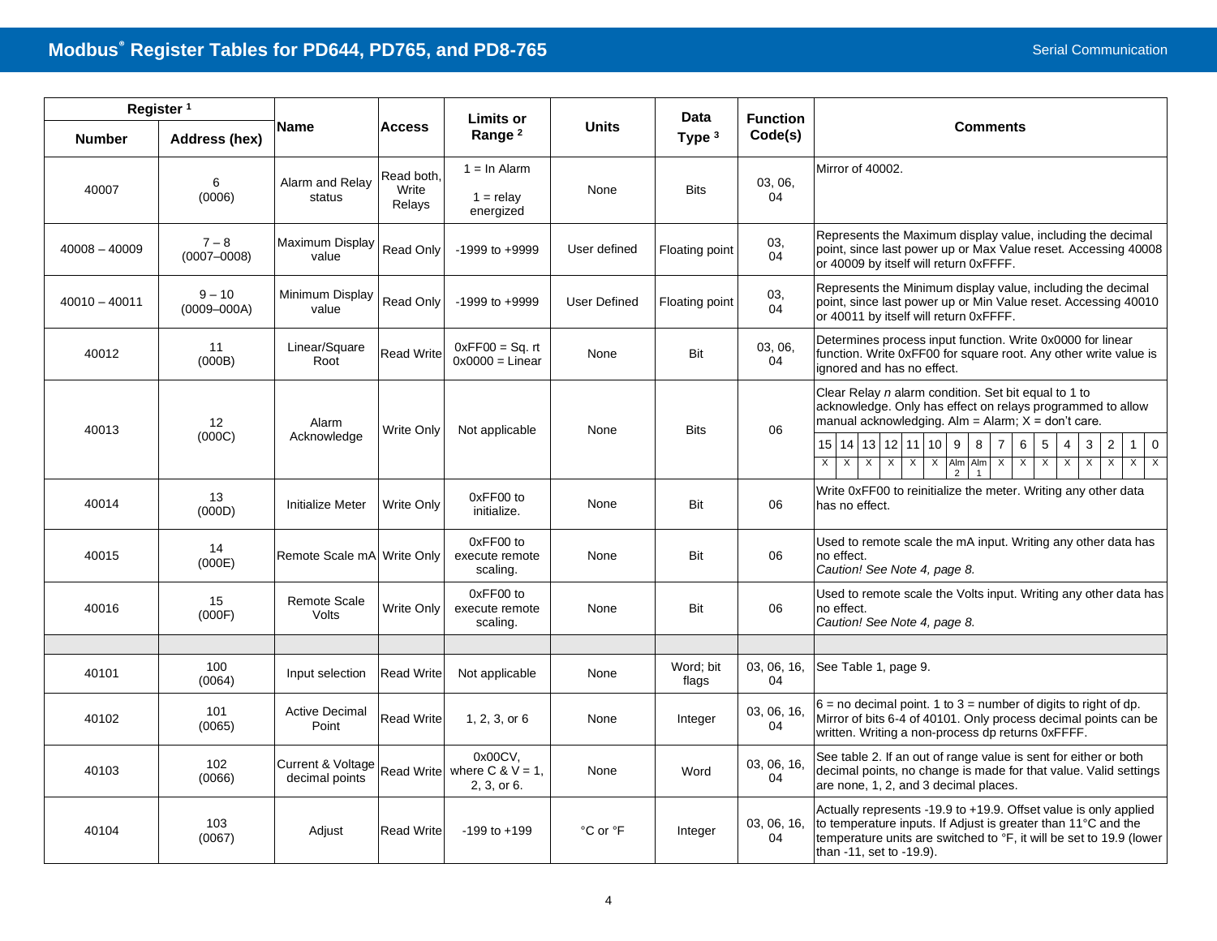## Modbus® Register Tables for PD644, PD765, and PD8-765

| Register [1] | | Name | Access | Limits or Range [2] | Units | Data Type [3] | Function Code(s) | Comments |
|---|---|---|---|---|---|---|---|---|
| **Number** | **Address (hex)** | | | | | | | |
| 40007 | 6 (0006) | Alarm and Relay status | Read both, Write Relays | 1 = In Alarm<br>1 = relay energized | None | Bits | 03, 06, 04 | Mirror of 40002. |
| 40008 – 40009 | 7 – 8 (0007–0008) | Maximum Display value | Read Only | -1999 to +9999 | User defined | Floating point | 03, 04 | Represents the Maximum display value, including the decimal point, since last power up or Max Value reset. Accessing 40008 or 40009 by itself will return 0xFFFF. |
| 40010 – 40011 | 9 – 10 (0009–000A) | Minimum Display value | Read Only | -1999 to +9999 | User Defined | Floating point | 03, 04 | Represents the Minimum display value, including the decimal point, since last power up or Min Value reset. Accessing 40010 or 40011 by itself will return 0xFFFF. |
| 40012 | 11 (000B) | Linear/Square Root | Read Write | 0xFF00 = Sq. rt<br>0x0000 = Linear | None | Bit | 03, 06, 04 | Determines process input function. Write 0x0000 for linear function. Write 0xFF00 for square root. Any other write value is ignored and has no effect. |
| 40013 | 12 (000C) | Alarm Acknowledge | Write Only | Not applicable | None | Bits | 06 | Clear Relay *n* alarm condition. Set bit equal to 1 to acknowledge. Only has effect on relays programmed to allow manual acknowledging. Alm = Alarm; X = don't care.<br>Bits 15–0: 15=X, 14=X, 13=X, 12=X, 11=X, 10=X, 9=Alm 2, 8=Alm 1, 7=X, 6=X, 5=X, 4=X, 3=X, 2=X, 1=X, 0=X |
| 40014 | 13 (000D) | Initialize Meter | Write Only | 0xFF00 to initialize. | None | Bit | 06 | Write 0xFF00 to reinitialize the meter. Writing any other data has no effect. |
| 40015 | 14 (000E) | Remote Scale mA | Write Only | 0xFF00 to execute remote scaling. | None | Bit | 06 | Used to remote scale the mA input. Writing any other data has no effect.<br>*Caution! See Note 4, page 8.* |
| 40016 | 15 (000F) | Remote Scale Volts | Write Only | 0xFF00 to execute remote scaling. | None | Bit | 06 | Used to remote scale the Volts input. Writing any other data has no effect.<br>*Caution! See Note 4, page 8.* |
| | | | | | | | | |
| 40101 | 100 (0064) | Input selection | Read Write | Not applicable | None | Word; bit flags | 03, 06, 16, 04 | See Table 1, page 9. |
| 40102 | 101 (0065) | Active Decimal Point | Read Write | 1, 2, 3, or 6 | None | Integer | 03, 06, 16, 04 | 6 = no decimal point. 1 to 3 = number of digits to right of dp. Mirror of bits 6-4 of 40101. Only process decimal points can be written. Writing a non-process dp returns 0xFFFF. |
| 40103 | 102 (0066) | Current & Voltage decimal points | Read Write | 0x00CV, where C & V = 1, 2, 3, or 6. | None | Word | 03, 06, 16, 04 | See table 2. If an out of range value is sent for either or both decimal points, no change is made for that value. Valid settings are none, 1, 2, and 3 decimal places. |
| 40104 | 103 (0067) | Adjust | Read Write | -199 to +199 | °C or °F | Integer | 03, 06, 16, 04 | Actually represents -19.9 to +19.9. Offset value is only applied to temperature inputs. If Adjust is greater than 11°C and the temperature units are switched to °F, it will be set to 19.9 (lower than -11, set to -19.9). |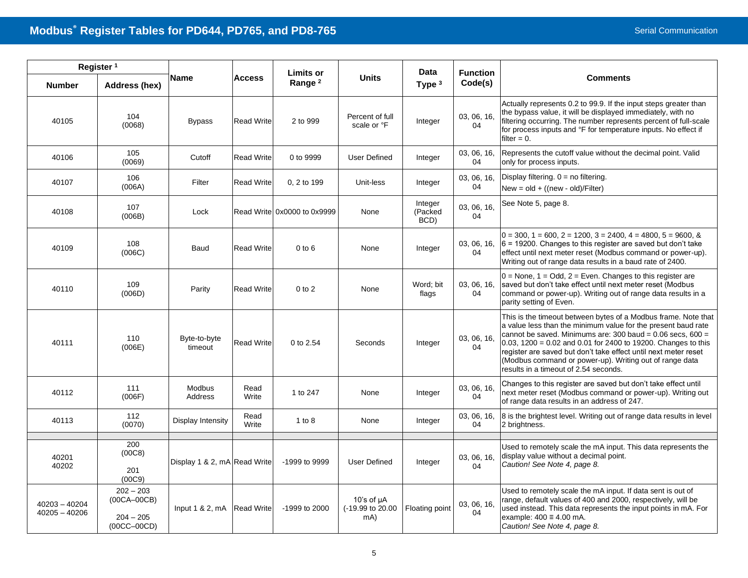## Modbus® Register Tables for PD644, PD765, and PD8-765

| Register [1] | | Name | Access | Limits or Range [2] | Units | Data Type [3] | Function Code(s) | Comments |
|---|---|---|---|---|---|---|---|---|
| **Number** | **Address (hex)** | | | | | | | |
| 40105 | 104 (0068) | Bypass | Read Write | 2 to 999 | Percent of full scale or °F | Integer | 03, 06, 16, 04 | Actually represents 0.2 to 99.9. If the input steps greater than the bypass value, it will be displayed immediately, with no filtering occurring. The number represents percent of full-scale for process inputs and °F for temperature inputs. No effect if filter = 0. |
| 40106 | 105 (0069) | Cutoff | Read Write | 0 to 9999 | User Defined | Integer | 03, 06, 16, 04 | Represents the cutoff value without the decimal point. Valid only for process inputs. |
| 40107 | 106 (006A) | Filter | Read Write | 0, 2 to 199 | Unit-less | Integer | 03, 06, 16, 04 | Display filtering. 0 = no filtering. New = old + ((new - old)/Filter) |
| 40108 | 107 (006B) | Lock | Read Write | 0x0000 to 0x9999 | None | Integer (Packed BCD) | 03, 06, 16, 04 | See Note 5, page 8. |
| 40109 | 108 (006C) | Baud | Read Write | 0 to 6 | None | Integer | 03, 06, 16, 04 | 0 = 300, 1 = 600, 2 = 1200, 3 = 2400, 4 = 4800, 5 = 9600, & 6 = 19200. Changes to this register are saved but don't take effect until next meter reset (Modbus command or power-up). Writing out of range data results in a baud rate of 2400. |
| 40110 | 109 (006D) | Parity | Read Write | 0 to 2 | None | Word; bit flags | 03, 06, 16, 04 | 0 = None, 1 = Odd, 2 = Even. Changes to this register are saved but don't take effect until next meter reset (Modbus command or power-up). Writing out of range data results in a parity setting of Even. |
| 40111 | 110 (006E) | Byte-to-byte timeout | Read Write | 0 to 2.54 | Seconds | Integer | 03, 06, 16, 04 | This is the timeout between bytes of a Modbus frame. Note that a value less than the minimum value for the present baud rate cannot be saved. Minimums are: 300 baud = 0.06 secs, 600 = 0.03, 1200 = 0.02 and 0.01 for 2400 to 19200. Changes to this register are saved but don't take effect until next meter reset (Modbus command or power-up). Writing out of range data results in a timeout of 2.54 seconds. |
| 40112 | 111 (006F) | Modbus Address | Read Write | 1 to 247 | None | Integer | 03, 06, 16, 04 | Changes to this register are saved but don't take effect until next meter reset (Modbus command or power-up). Writing out of range data results in an address of 247. |
| 40113 | 112 (0070) | Display Intensity | Read Write | 1 to 8 | None | Integer | 03, 06, 16, 04 | 8 is the brightest level. Writing out of range data results in level 2 brightness. |
| | | | | | | | | |
| 40201<br>40202 | 200 (00C8)<br>201 (00C9) | Display 1 & 2, mA | Read Write | -1999 to 9999 | User Defined | Integer | 03, 06, 16, 04 | Used to remotely scale the mA input. This data represents the display value without a decimal point. *Caution! See Note 4, page 8.* |
| 40203 – 40204<br>40205 – 40206 | 202 – 203 (00CA–00CB)<br>204 – 205 (00CC–00CD) | Input 1 & 2, mA | Read Write | -1999 to 2000 | 10's of μA (-19.99 to 20.00 mA) | Floating point | 03, 06, 16, 04 | Used to remotely scale the mA input. If data sent is out of range, default values of 400 and 2000, respectively, will be used instead. This data represents the input points in mA. For example: 400 ≡ 4.00 mA. *Caution! See Note 4, page 8.* |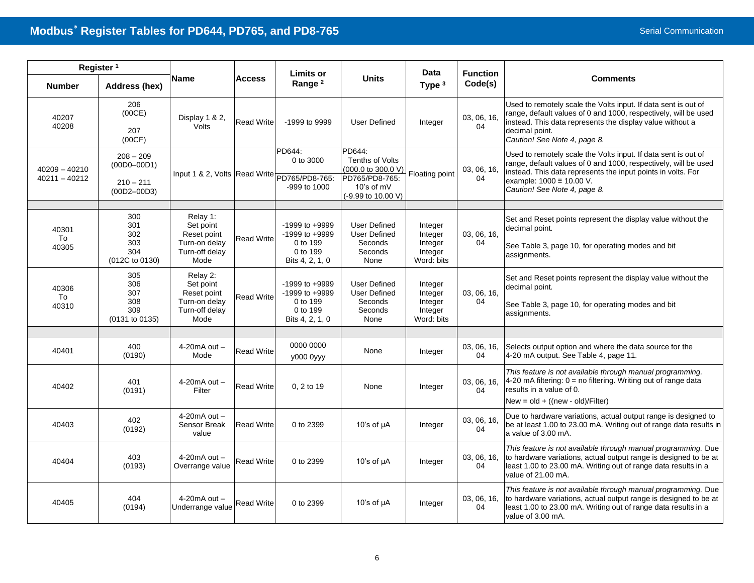## Modbus® Register Tables for PD644, PD765, and PD8-765

| Register [1] | | Name | Access | Limits or Range [2] | Units | Data Type [3] | Function Code(s) | Comments |
|---|---|---|---|---|---|---|---|---|
| Number | Address (hex) | | | | | | | |
| 40207<br>40208 | 206<br>(00CE)<br>207<br>(00CF) | Display 1 & 2, Volts | Read Write | -1999 to 9999 | User Defined | Integer | 03, 06, 16, 04 | Used to remotely scale the Volts input. If data sent is out of range, default values of 0 and 1000, respectively, will be used instead. This data represents the display value without a decimal point.<br>*Caution! See Note 4, page 8.* |
| 40209 – 40210<br>40211 – 40212 | 208 – 209<br>(00D0–00D1)<br>210 – 211<br>(00D2–00D3) | Input 1 & 2, Volts | Read Write | PD644:<br>0 to 3000<br>PD765/PD8-765:<br>-999 to 1000 | PD644:<br>Tenths of Volts<br>(000.0 to 300.0 V)<br>PD765/PD8-765:<br>10's of mV<br>(-9.99 to 10.00 V) | Floating point | 03, 06, 16, 04 | Used to remotely scale the Volts input. If data sent is out of range, default values of 0 and 1000, respectively, will be used instead. This data represents the input points in volts. For example: 1000 ≡ 10.00 V.<br>*Caution! See Note 4, page 8.* |
| | | | | | | | | |
| 40301<br>To<br>40305 | 300<br>301<br>302<br>303<br>304<br>(012C to 0130) | Relay 1:<br>Set point<br>Reset point<br>Turn-on delay<br>Turn-off delay<br>Mode | Read Write | -1999 to +9999<br>-1999 to +9999<br>0 to 199<br>0 to 199<br>Bits 4, 2, 1, 0 | User Defined<br>User Defined<br>Seconds<br>Seconds<br>None | Integer<br>Integer<br>Integer<br>Integer<br>Word: bits | 03, 06, 16, 04 | Set and Reset points represent the display value without the decimal point.<br>See Table 3, page 10, for operating modes and bit assignments. |
| 40306<br>To<br>40310 | 305<br>306<br>307<br>308<br>309<br>(0131 to 0135) | Relay 2:<br>Set point<br>Reset point<br>Turn-on delay<br>Turn-off delay<br>Mode | Read Write | -1999 to +9999<br>-1999 to +9999<br>0 to 199<br>0 to 199<br>Bits 4, 2, 1, 0 | User Defined<br>User Defined<br>Seconds<br>Seconds<br>None | Integer<br>Integer<br>Integer<br>Integer<br>Word: bits | 03, 06, 16, 04 | Set and Reset points represent the display value without the decimal point.<br>See Table 3, page 10, for operating modes and bit assignments. |
| | | | | | | | | |
| 40401 | 400<br>(0190) | 4-20mA out – Mode | Read Write | 0000 0000<br>y000 0yyy | None | Integer | 03, 06, 16, 04 | Selects output option and where the data source for the 4-20 mA output. See Table 4, page 11. |
| 40402 | 401<br>(0191) | 4-20mA out – Filter | Read Write | 0, 2 to 19 | None | Integer | 03, 06, 16, 04 | *This feature is not available through manual programming.* 4-20 mA filtering: 0 = no filtering. Writing out of range data results in a value of 0.<br>New = old + ((new - old)/Filter) |
| 40403 | 402<br>(0192) | 4-20mA out – Sensor Break value | Read Write | 0 to 2399 | 10's of µA | Integer | 03, 06, 16, 04 | Due to hardware variations, actual output range is designed to be at least 1.00 to 23.00 mA. Writing out of range data results in a value of 3.00 mA. |
| 40404 | 403<br>(0193) | 4-20mA out – Overrange value | Read Write | 0 to 2399 | 10's of µA | Integer | 03, 06, 16, 04 | *This feature is not available through manual programming.* Due to hardware variations, actual output range is designed to be at least 1.00 to 23.00 mA. Writing out of range data results in a value of 21.00 mA. |
| 40405 | 404<br>(0194) | 4-20mA out – Underrange value | Read Write | 0 to 2399 | 10's of µA | Integer | 03, 06, 16, 04 | *This feature is not available through manual programming.* Due to hardware variations, actual output range is designed to be at least 1.00 to 23.00 mA. Writing out of range data results in a value of 3.00 mA. |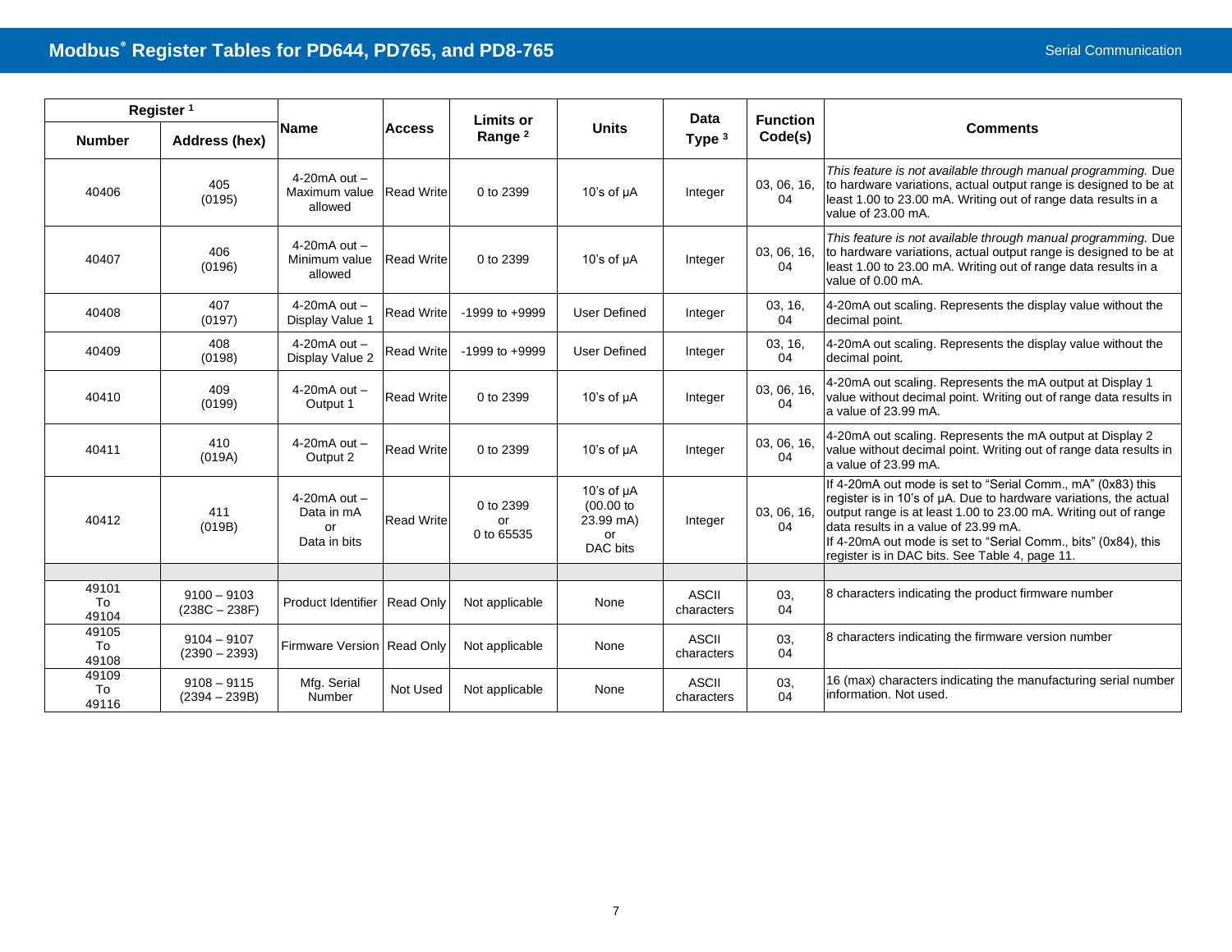## Modbus® Register Tables for PD644, PD765, and PD8-765

| Register [1] | | Name | Access | Limits or Range [2] | Units | Data Type [3] | Function Code(s) | Comments |
|---|---|---|---|---|---|---|---|---|
| Number | Address (hex) | | | | | | | |
| 40406 | 405 (0195) | 4-20mA out – Maximum value allowed | Read Write | 0 to 2399 | 10's of µA | Integer | 03, 06, 16, 04 | *This feature is not available through manual programming.* Due to hardware variations, actual output range is designed to be at least 1.00 to 23.00 mA. Writing out of range data results in a value of 23.00 mA. |
| 40407 | 406 (0196) | 4-20mA out – Minimum value allowed | Read Write | 0 to 2399 | 10's of µA | Integer | 03, 06, 16, 04 | *This feature is not available through manual programming.* Due to hardware variations, actual output range is designed to be at least 1.00 to 23.00 mA. Writing out of range data results in a value of 0.00 mA. |
| 40408 | 407 (0197) | 4-20mA out – Display Value 1 | Read Write | -1999 to +9999 | User Defined | Integer | 03, 16, 04 | 4-20mA out scaling. Represents the display value without the decimal point. |
| 40409 | 408 (0198) | 4-20mA out – Display Value 2 | Read Write | -1999 to +9999 | User Defined | Integer | 03, 16, 04 | 4-20mA out scaling. Represents the display value without the decimal point. |
| 40410 | 409 (0199) | 4-20mA out – Output 1 | Read Write | 0 to 2399 | 10's of µA | Integer | 03, 06, 16, 04 | 4-20mA out scaling. Represents the mA output at Display 1 value without decimal point. Writing out of range data results in a value of 23.99 mA. |
| 40411 | 410 (019A) | 4-20mA out – Output 2 | Read Write | 0 to 2399 | 10's of µA | Integer | 03, 06, 16, 04 | 4-20mA out scaling. Represents the mA output at Display 2 value without decimal point. Writing out of range data results in a value of 23.99 mA. |
| 40412 | 411 (019B) | 4-20mA out – Data in mA or Data in bits | Read Write | 0 to 2399 or 0 to 65535 | 10's of µA (00.00 to 23.99 mA) or DAC bits | Integer | 03, 06, 16, 04 | If 4-20mA out mode is set to "Serial Comm., mA" (0x83) this register is in 10's of µA. Due to hardware variations, the actual output range is at least 1.00 to 23.00 mA. Writing out of range data results in a value of 23.99 mA. If 4-20mA out mode is set to "Serial Comm., bits" (0x84), this register is in DAC bits. See Table 4, page 11. |
| | | | | | | | | |
| 49101 To 49104 | 9100 – 9103 (238C – 238F) | Product Identifier | Read Only | Not applicable | None | ASCII characters | 03, 04 | 8 characters indicating the product firmware number |
| 49105 To 49108 | 9104 – 9107 (2390 – 2393) | Firmware Version | Read Only | Not applicable | None | ASCII characters | 03, 04 | 8 characters indicating the firmware version number |
| 49109 To 49116 | 9108 – 9115 (2394 – 239B) | Mfg. Serial Number | Not Used | Not applicable | None | ASCII characters | 03, 04 | 16 (max) characters indicating the manufacturing serial number information. Not used. |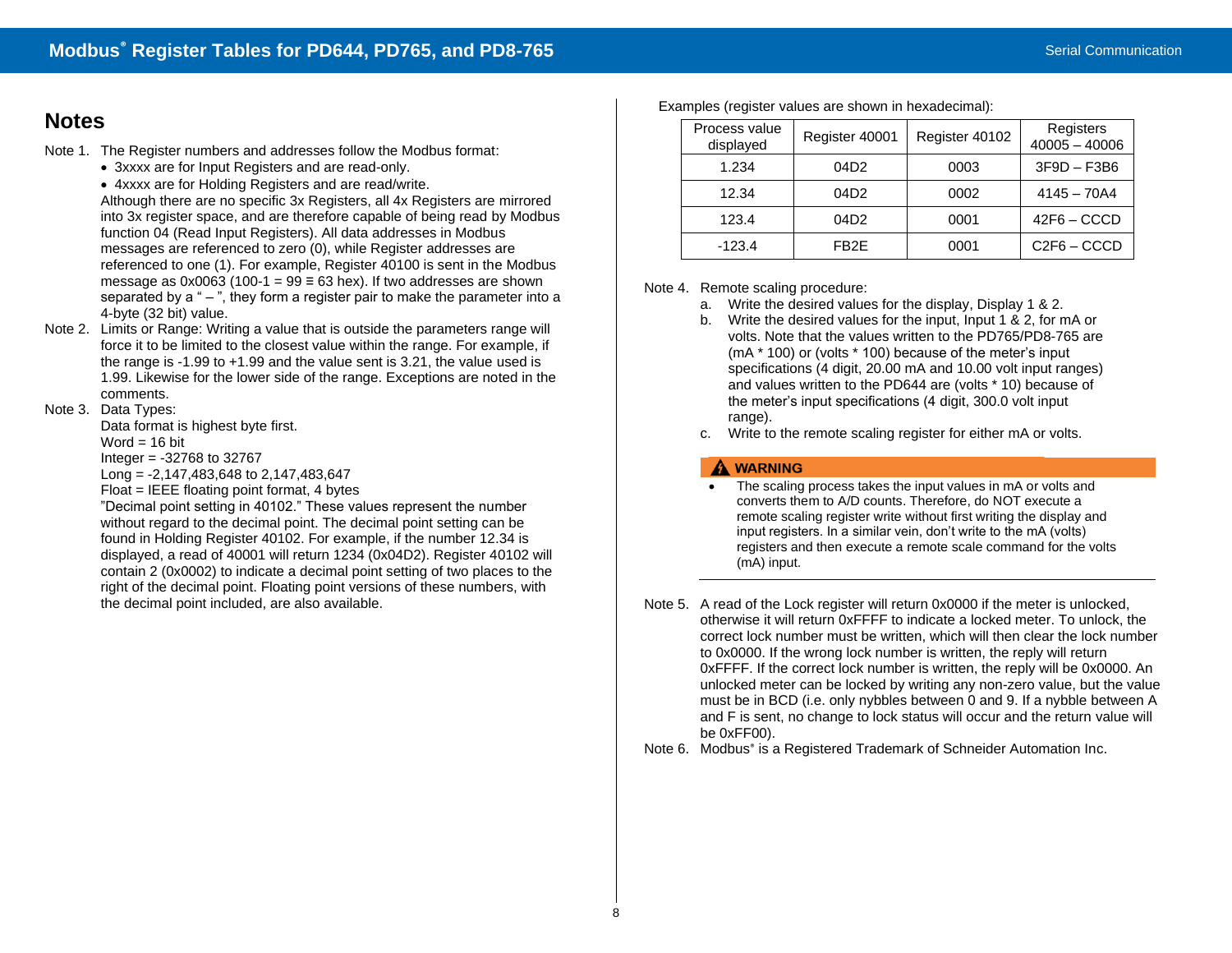## Notes

Note 1. The Register numbers and addresses follow the Modbus format:

- 3xxxx are for Input Registers and are read-only.
- 4xxxx are for Holding Registers and are read/write.

Although there are no specific 3x Registers, all 4x Registers are mirrored into 3x register space, and are therefore capable of being read by Modbus function 04 (Read Input Registers). All data addresses in Modbus messages are referenced to zero (0), while Register addresses are referenced to one (1). For example, Register 40100 is sent in the Modbus message as 0x0063 (100-1 = 99 ≡ 63 hex). If two addresses are shown separated by a " – ", they form a register pair to make the parameter into a 4-byte (32 bit) value.

Note 2. Limits or Range: Writing a value that is outside the parameters range will force it to be limited to the closest value within the range. For example, if the range is -1.99 to +1.99 and the value sent is 3.21, the value used is 1.99. Likewise for the lower side of the range. Exceptions are noted in the comments.

Note 3. Data Types:

Data format is highest byte first.
Word = 16 bit
Integer = -32768 to 32767
Long = -2,147,483,648 to 2,147,483,647
Float = IEEE floating point format, 4 bytes

"Decimal point setting in 40102." These values represent the number without regard to the decimal point. The decimal point setting can be found in Holding Register 40102. For example, if the number 12.34 is displayed, a read of 40001 will return 1234 (0x04D2). Register 40102 will contain 2 (0x0002) to indicate a decimal point setting of two places to the right of the decimal point. Floating point versions of these numbers, with the decimal point included, are also available.

Examples (register values are shown in hexadecimal):

| Process value displayed | Register 40001 | Register 40102 | Registers 40005 – 40006 |
|---|---|---|---|
| 1.234 | 04D2 | 0003 | 3F9D – F3B6 |
| 12.34 | 04D2 | 0002 | 4145 – 70A4 |
| 123.4 | 04D2 | 0001 | 42F6 – CCCD |
| -123.4 | FB2E | 0001 | C2F6 – CCCD |

Note 4. Remote scaling procedure:

a. Write the desired values for the display, Display 1 & 2.
b. Write the desired values for the input, Input 1 & 2, for mA or volts. Note that the values written to the PD765/PD8-765 are (mA * 100) or (volts * 100) because of the meter's input specifications (4 digit, 20.00 mA and 10.00 volt input ranges) and values written to the PD644 are (volts * 10) because of the meter's input specifications (4 digit, 300.0 volt input range).
c. Write to the remote scaling register for either mA or volts.

**⚠ WARNING**

- The scaling process takes the input values in mA or volts and converts them to A/D counts. Therefore, do NOT execute a remote scaling register write without first writing the display and input registers. In a similar vein, don't write to the mA (volts) registers and then execute a remote scale command for the volts (mA) input.

Note 5. A read of the Lock register will return 0x0000 if the meter is unlocked, otherwise it will return 0xFFFF to indicate a locked meter. To unlock, the correct lock number must be written, which will then clear the lock number to 0x0000. If the wrong lock number is written, the reply will return 0xFFFF. If the correct lock number is written, the reply will be 0x0000. An unlocked meter can be locked by writing any non-zero value, but the value must be in BCD (i.e. only nybbles between 0 and 9. If a nybble between A and F is sent, no change to lock status will occur and the return value will be 0xFF00).

Note 6. Modbus® is a Registered Trademark of Schneider Automation Inc.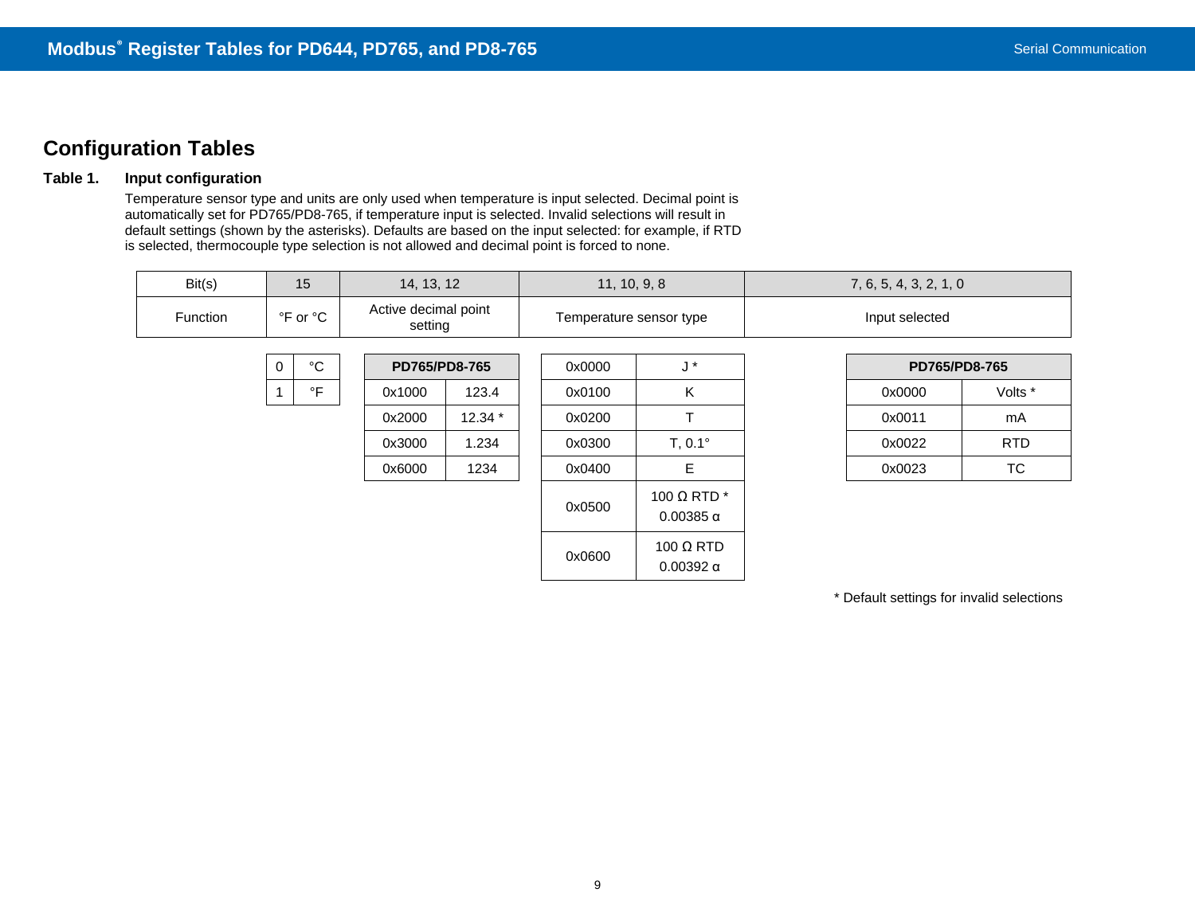## Configuration Tables

**Table 1. Input configuration**

Temperature sensor type and units are only used when temperature is input selected. Decimal point is automatically set for PD765/PD8-765, if temperature input is selected. Invalid selections will result in default settings (shown by the asterisks). Defaults are based on the input selected: for example, if RTD is selected, thermocouple type selection is not allowed and decimal point is forced to none.

| Bit(s) | 15 | 14, 13, 12 | 11, 10, 9, 8 | 7, 6, 5, 4, 3, 2, 1, 0 |
|---|---|---|---|---|
| Function | °F or °C | Active decimal point setting | Temperature sensor type | Input selected |

**Bit 15 (°F or °C)**

| Value | Units |
|---|---|
| 0 | °C |
| 1 | °F |

**Bits 14, 13, 12 (Active decimal point setting)**

| PD765/PD8-765 | |
|---|---|
| 0x1000 | 123.4 |
| 0x2000 | 12.34 * |
| 0x3000 | 1.234 |
| 0x6000 | 1234 |

**Bits 11, 10, 9, 8 (Temperature sensor type)**

| Value | Sensor type |
|---|---|
| 0x0000 | J * |
| 0x0100 | K |
| 0x0200 | T |
| 0x0300 | T, 0.1° |
| 0x0400 | E |
| 0x0500 | 100 Ω RTD * 0.00385 α |
| 0x0600 | 100 Ω RTD 0.00392 α |

**Bits 7, 6, 5, 4, 3, 2, 1, 0 (Input selected)**

| PD765/PD8-765 | |
|---|---|
| 0x0000 | Volts * |
| 0x0011 | mA |
| 0x0022 | RTD |
| 0x0023 | TC |

\* Default settings for invalid selections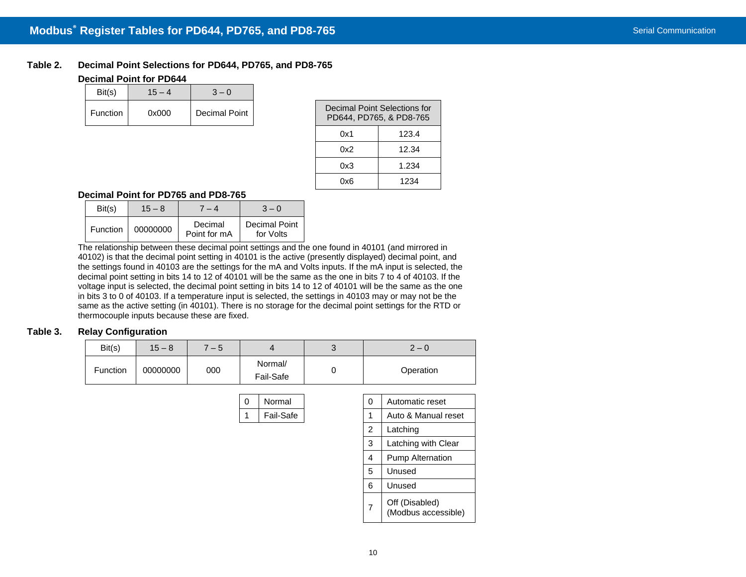### Table 2. Decimal Point Selections for PD644, PD765, and PD8-765

**Decimal Point for PD644**

| Bit(s) | 15 – 4 | 3 – 0 |
|---|---|---|
| Function | 0x000 | Decimal Point |

| Decimal Point Selections for PD644, PD765, & PD8-765 | |
|---|---|
| 0x1 | 123.4 |
| 0x2 | 12.34 |
| 0x3 | 1.234 |
| 0x6 | 1234 |

**Decimal Point for PD765 and PD8-765**

| Bit(s) | 15 – 8 | 7 – 4 | 3 – 0 |
|---|---|---|---|
| Function | 00000000 | Decimal Point for mA | Decimal Point for Volts |

The relationship between these decimal point settings and the one found in 40101 (and mirrored in 40102) is that the decimal point setting in 40101 is the active (presently displayed) decimal point, and the settings found in 40103 are the settings for the mA and Volts inputs. If the mA input is selected, the decimal point setting in bits 14 to 12 of 40101 will be the same as the one in bits 7 to 4 of 40103. If the voltage input is selected, the decimal point setting in bits 14 to 12 of 40101 will be the same as the one in bits 3 to 0 of 40103. If a temperature input is selected, the settings in 40103 may or may not be the same as the active setting (in 40101). There is no storage for the decimal point settings for the RTD or thermocouple inputs because these are fixed.

### Table 3. Relay Configuration

| Bit(s) | 15 – 8 | 7 – 5 | 4 | 3 | 2 – 0 |
|---|---|---|---|---|---|
| Function | 00000000 | 000 | Normal/ Fail-Safe | 0 | Operation |

| Bit 4 | |
|---|---|
| 0 | Normal |
| 1 | Fail-Safe |

| Bits 2 – 0 | |
|---|---|
| 0 | Automatic reset |
| 1 | Auto & Manual reset |
| 2 | Latching |
| 3 | Latching with Clear |
| 4 | Pump Alternation |
| 5 | Unused |
| 6 | Unused |
| 7 | Off (Disabled) (Modbus accessible) |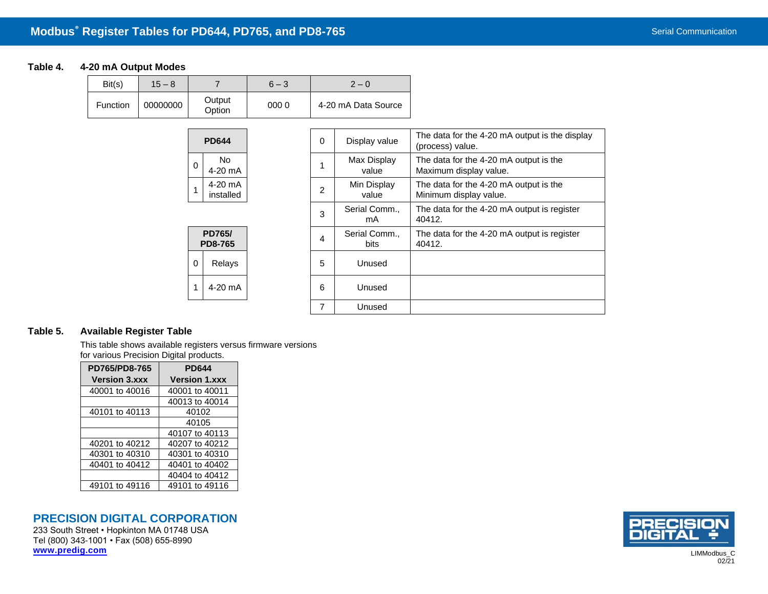**Table 4. 4-20 mA Output Modes**

| Bit(s) | 15 – 8 | 7 | 6 – 3 | 2 – 0 |
|---|---|---|---|---|
| Function | 00000000 | Output Option | 000 0 | 4-20 mA Data Source |

| PD644 | |
|---|---|
| 0 | No 4-20 mA |
| 1 | 4-20 mA installed |

| PD765/ PD8-765 | |
|---|---|
| 0 | Relays |
| 1 | 4-20 mA |

| | | |
|---|---|---|
| 0 | Display value | The data for the 4-20 mA output is the display (process) value. |
| 1 | Max Display value | The data for the 4-20 mA output is the Maximum display value. |
| 2 | Min Display value | The data for the 4-20 mA output is the Minimum display value. |
| 3 | Serial Comm., mA | The data for the 4-20 mA output is register 40412. |
| 4 | Serial Comm., bits | The data for the 4-20 mA output is register 40412. |
| 5 | Unused | |
| 6 | Unused | |
| 7 | Unused | |

**Table 5. Available Register Table**

This table shows available registers versus firmware versions for various Precision Digital products.

| PD765/PD8-765 Version 3.xxx | PD644 Version 1.xxx |
|---|---|
| 40001 to 40016 | 40001 to 40011 |
| | 40013 to 40014 |
| 40101 to 40113 | 40102 |
| | 40105 |
| | 40107 to 40113 |
| 40201 to 40212 | 40207 to 40212 |
| 40301 to 40310 | 40301 to 40310 |
| 40401 to 40412 | 40401 to 40402 |
| | 40404 to 40412 |
| 49101 to 49116 | 49101 to 49116 |

**PRECISION DIGITAL CORPORATION**
233 South Street • Hopkinton MA 01748 USA
Tel (800) 343-1001 • Fax (508) 655-8990
www.predig.com

LIMModbus_C
02/21